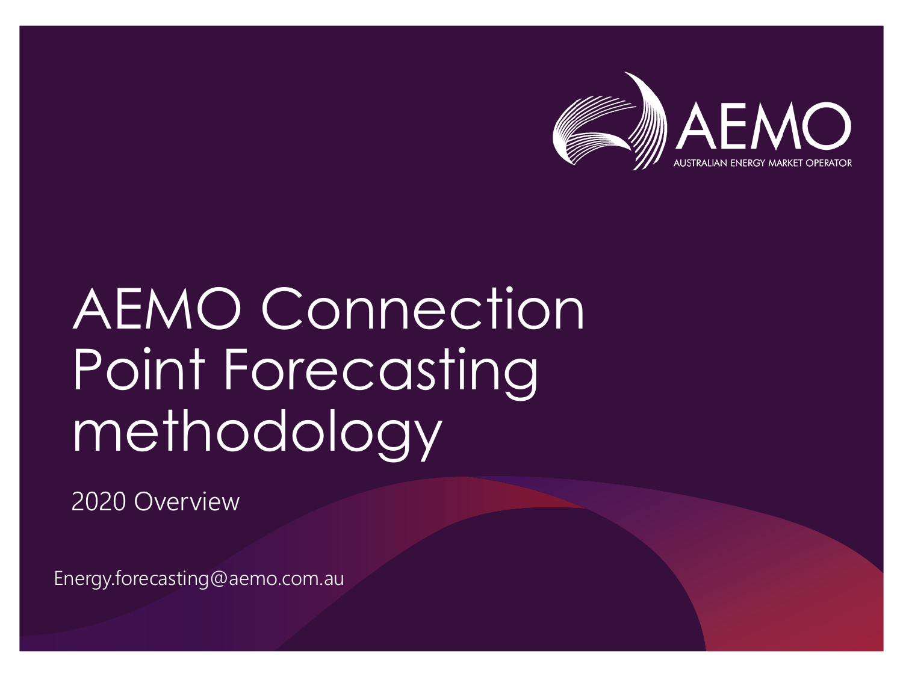AEMO

AUSTRALIAN ENERGY MARKET OPERATOR

# AEMO Connection Point Forecasting methodology

2020 Overview

Energy.forecasting@aemo.com.au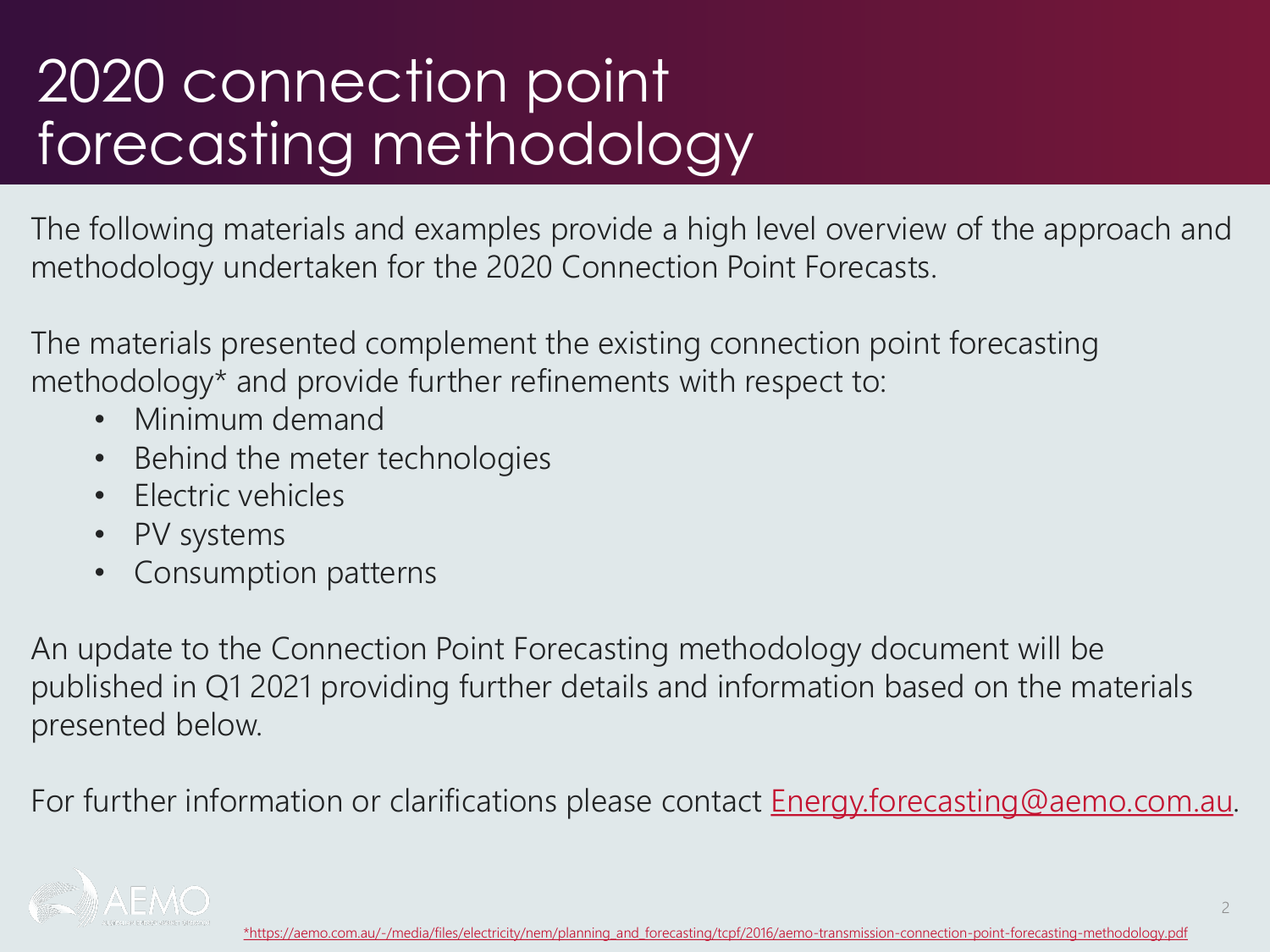# 2020 connection point forecasting methodology

The following materials and examples provide a high level overview of the approach and methodology undertaken for the 2020 Connection Point Forecasts.

The materials presented complement the existing connection point forecasting methodology* and provide further refinements with respect to:

- Minimum demand
- Behind the meter technologies
- Electric vehicles
- PV systems
- Consumption patterns

An update to the Connection Point Forecasting methodology document will be published in Q1 2021 providing further details and information based on the materials presented below.

For further information or clarifications please contact Energy.forecasting@aemo.com.au.

*https://aemo.com.au/-/media/files/electricity/nem/planning_and_forecasting/tcpf/2016/aemo-transmission-connection-point-forecasting-methodology.pdf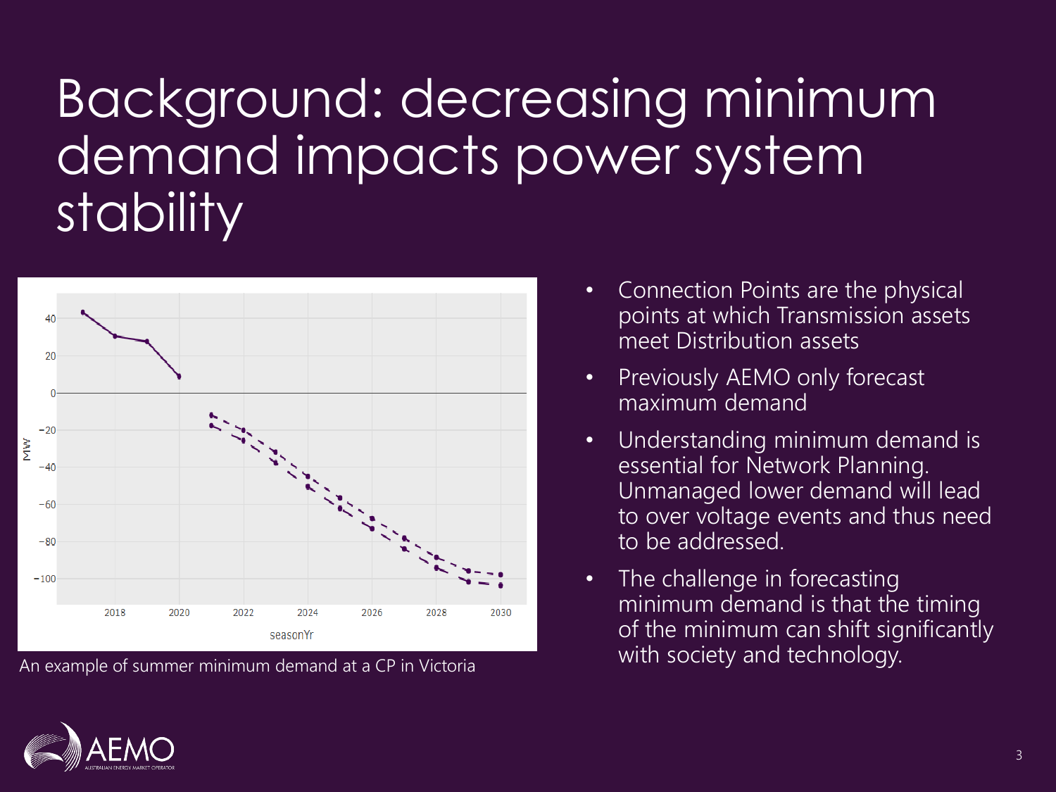# Background: decreasing minimum demand impacts power system stability

An example of summer minimum demand at a CP in Victoria

- Connection Points are the physical points at which Transmission assets meet Distribution assets
- Previously AEMO only forecast maximum demand
- Understanding minimum demand is essential for Network Planning. Unmanaged lower demand will lead to over voltage events and thus need to be addressed.
- The challenge in forecasting minimum demand is that the timing of the minimum can shift significantly with society and technology.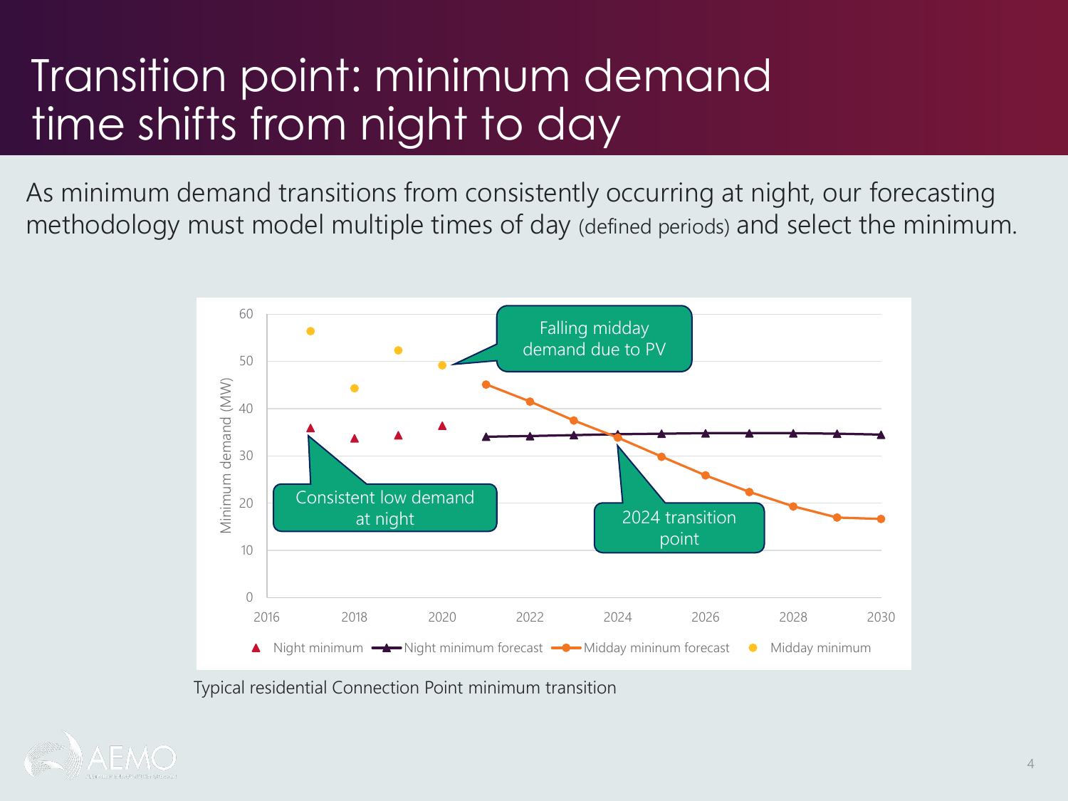# Transition point: minimum demand time shifts from night to day

As minimum demand transitions from consistently occurring at night, our forecasting methodology must model multiple times of day (defined periods) and select the minimum.

Typical residential Connection Point minimum transition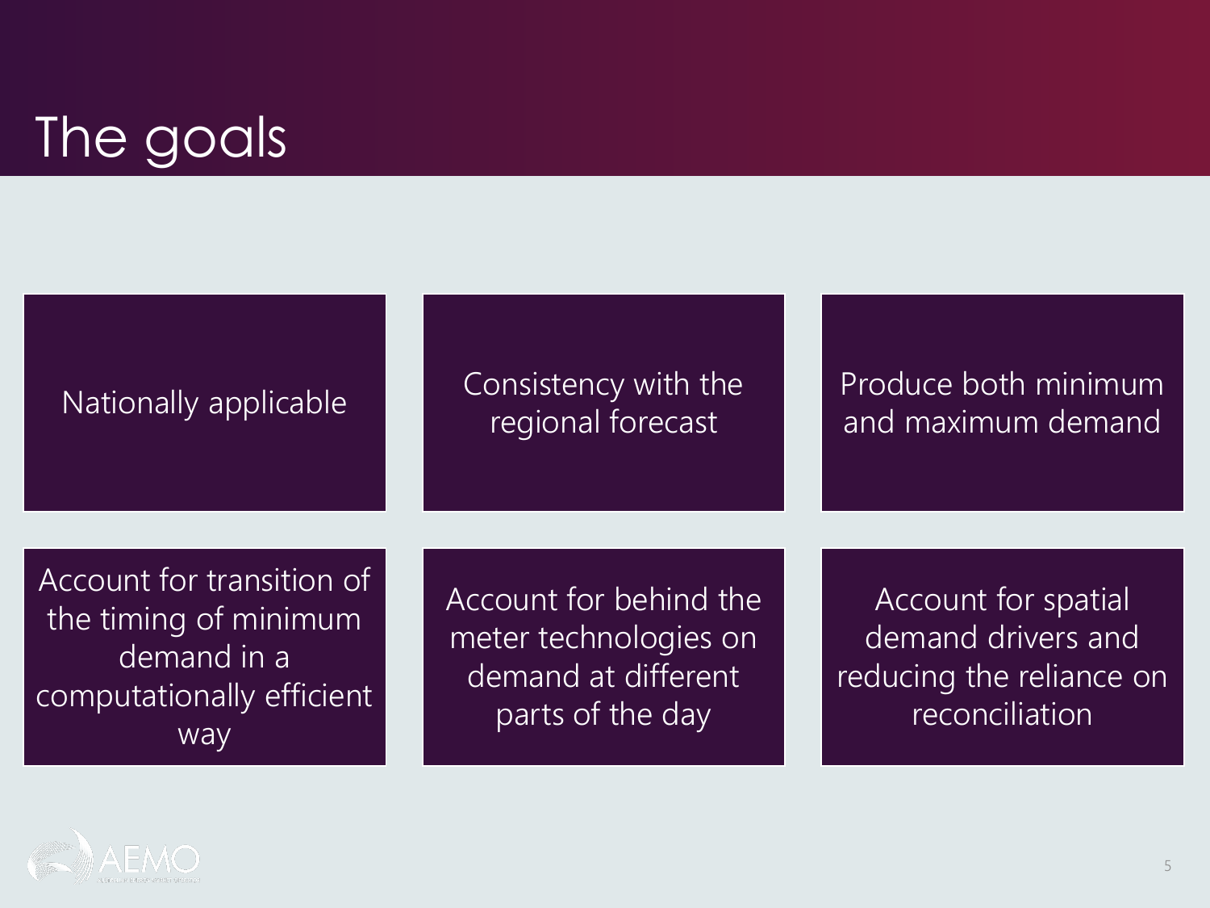# The goals

- Nationally applicable
- Consistency with the regional forecast
- Produce both minimum and maximum demand
- Account for transition of the timing of minimum demand in a computationally efficient way
- Account for behind the meter technologies on demand at different parts of the day
- Account for spatial demand drivers and reducing the reliance on reconciliation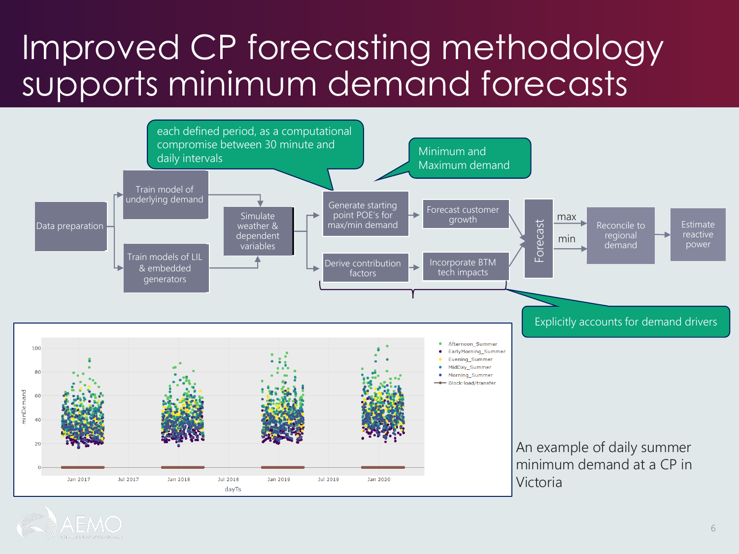# Improved CP forecasting methodology supports minimum demand forecasts

- Data preparation
  - Train model of underlying demand
  - Train models of LIL & embedded generators
- Simulate weather & dependent variables
- Generate starting point POE's for max/min demand
- Derive contribution factors
- Forecast customer growth
- Incorporate BTM tech impacts
- Forecast (max / min)
- Reconcile to regional demand
- Estimate reactive power

each defined period, as a computational compromise between 30 minute and daily intervals

Minimum and Maximum demand

Explicitly accounts for demand drivers

An example of daily summer minimum demand at a CP in Victoria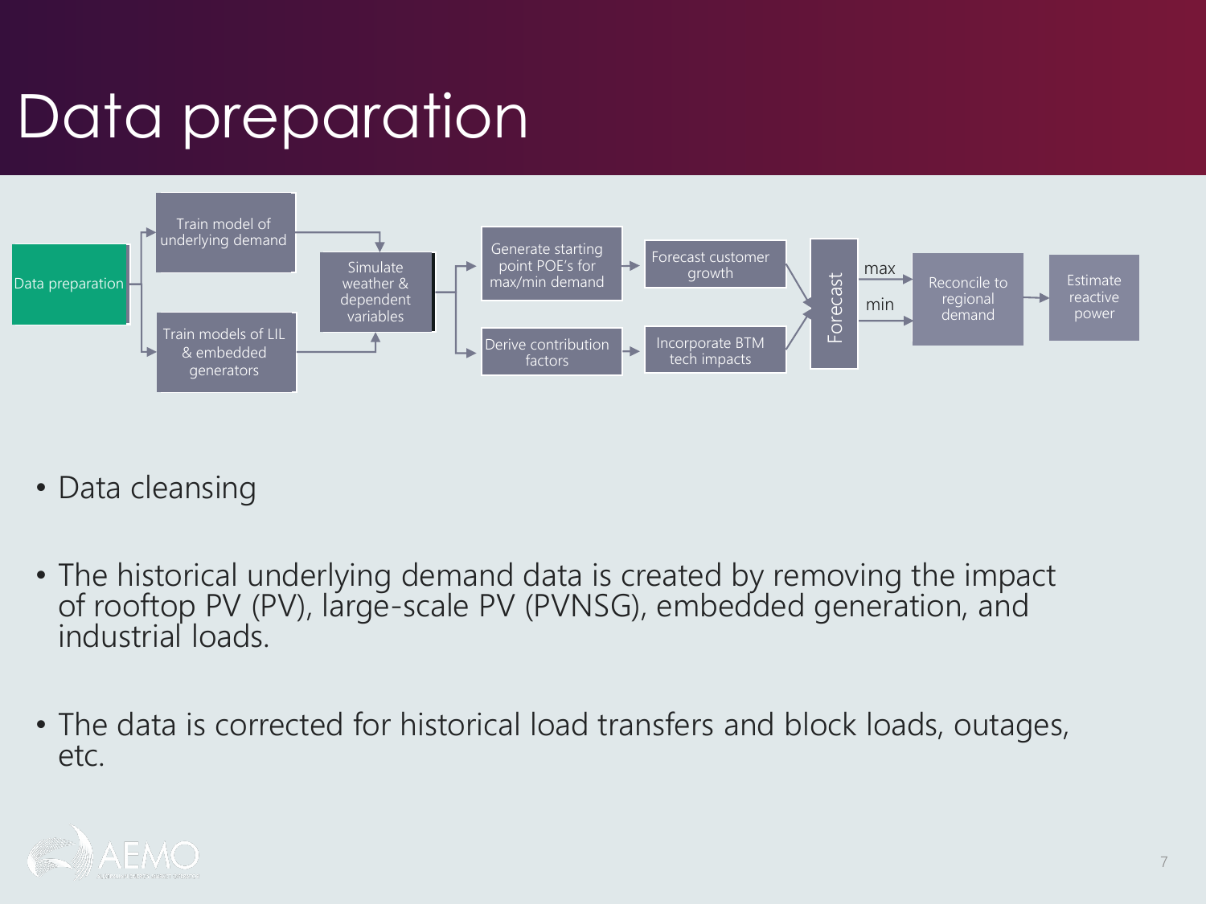# Data preparation

Data preparation → Train model of underlying demand / Train models of LIL & embedded generators → Simulate weather & dependent variables → Generate starting point POE's for max/min demand / Derive contribution factors → Forecast customer growth / Incorporate BTM tech impacts → Forecast → max / min → Reconcile to regional demand → Estimate reactive power

- Data cleansing

- The historical underlying demand data is created by removing the impact of rooftop PV (PV), large-scale PV (PVNSG), embedded generation, and industrial loads.

- The data is corrected for historical load transfers and block loads, outages, etc.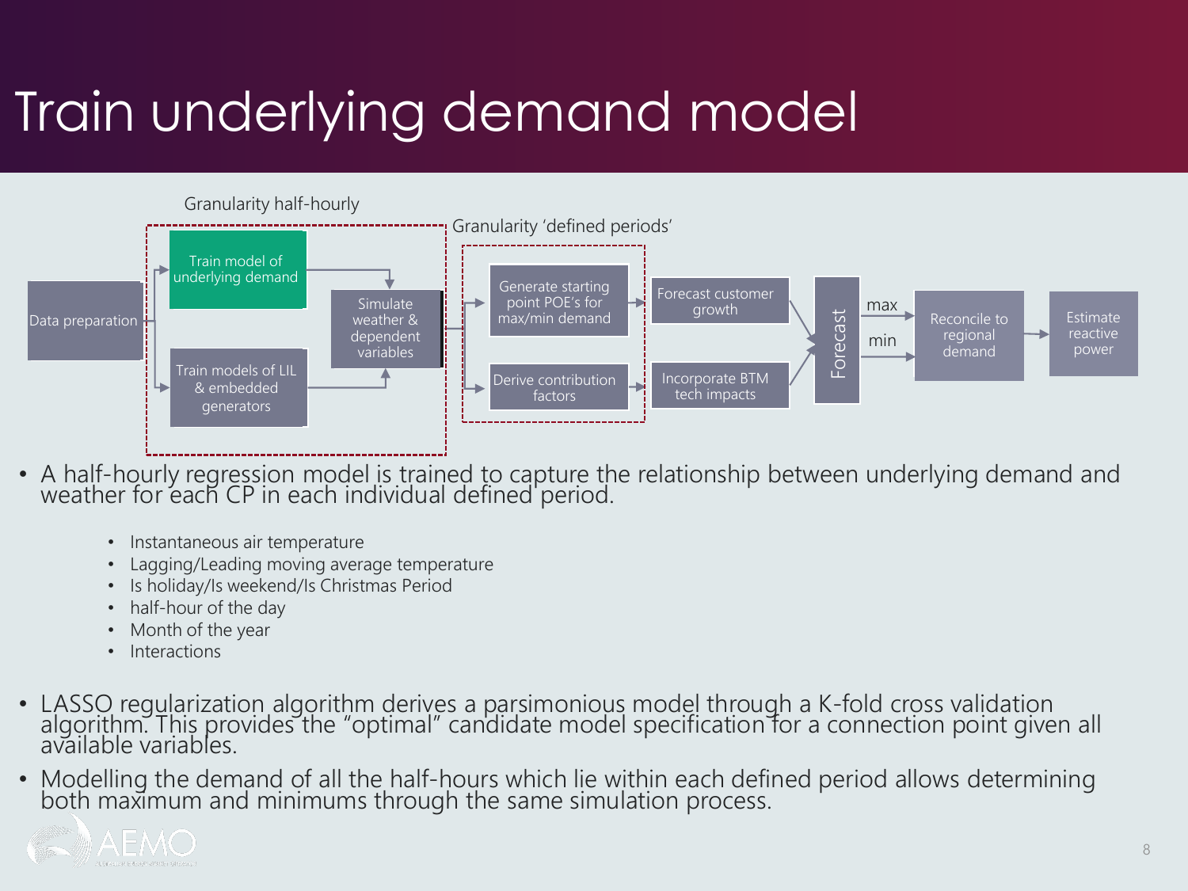# Train underlying demand model

Granularity half-hourly

Granularity 'defined periods'

Data preparation → Train model of underlying demand / Train models of LIL & embedded generators → Simulate weather & dependent variables → Generate starting point POE's for max/min demand / Derive contribution factors → Forecast customer growth / Incorporate BTM tech impacts → Forecast → max / min → Reconcile to regional demand → Estimate reactive power

- A half-hourly regression model is trained to capture the relationship between underlying demand and weather for each CP in each individual defined period.
  - Instantaneous air temperature
  - Lagging/Leading moving average temperature
  - Is holiday/Is weekend/Is Christmas Period
  - half-hour of the day
  - Month of the year
  - Interactions
- LASSO regularization algorithm derives a parsimonious model through a K-fold cross validation algorithm. This provides the "optimal" candidate model specification for a connection point given all available variables.
- Modelling the demand of all the half-hours which lie within each defined period allows determining both maximum and minimums through the same simulation process.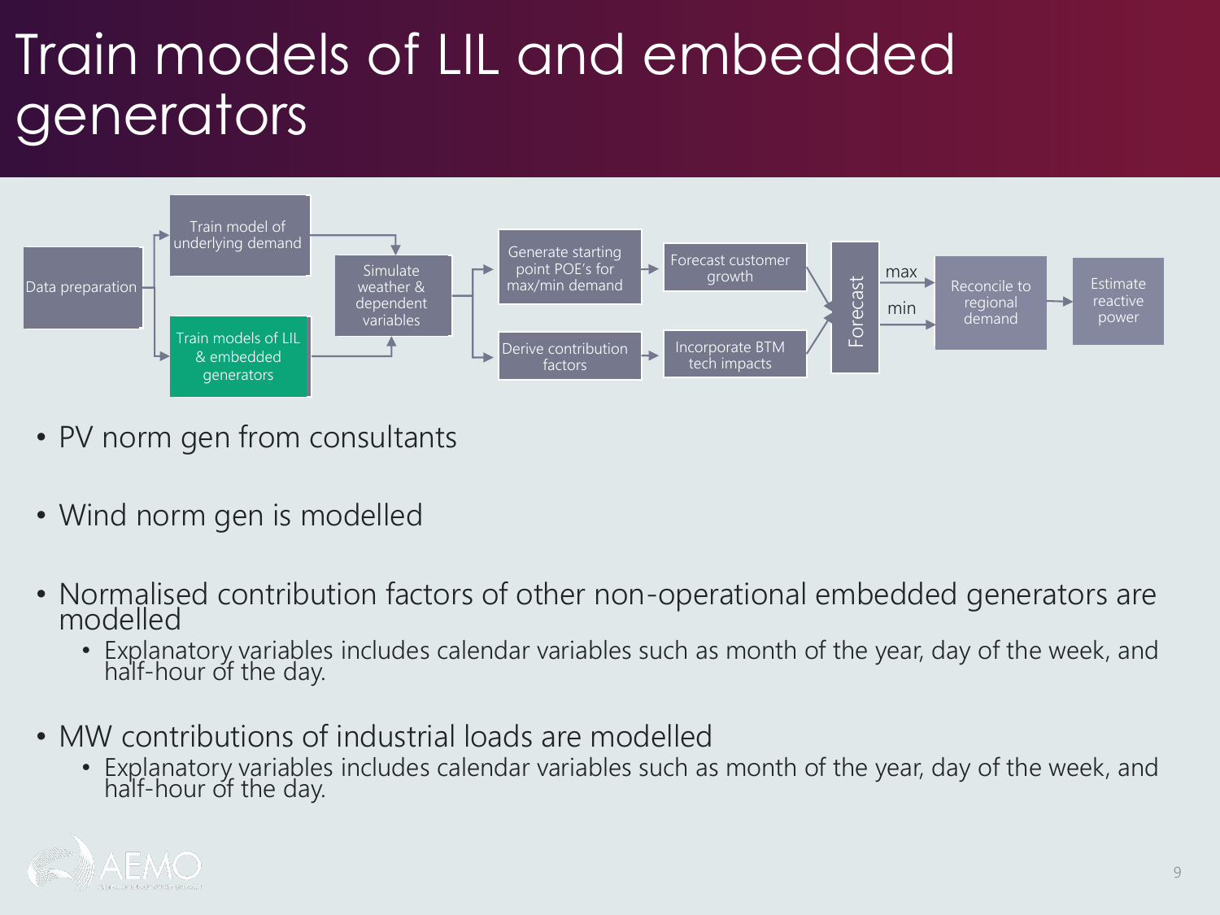# Train models of LIL and embedded generators

Data preparation → Train model of underlying demand → Simulate weather & dependent variables

Data preparation → Train models of LIL & embedded generators → Simulate weather & dependent variables

Simulate weather & dependent variables → Generate starting point POE's for max/min demand → Forecast customer growth → Forecast

Simulate weather & dependent variables → Derive contribution factors → Incorporate BTM tech impacts → Forecast

Forecast → max / min → Reconcile to regional demand → Estimate reactive power

- PV norm gen from consultants
- Wind norm gen is modelled
- Normalised contribution factors of other non-operational embedded generators are modelled
  - Explanatory variables includes calendar variables such as month of the year, day of the week, and half-hour of the day.
- MW contributions of industrial loads are modelled
  - Explanatory variables includes calendar variables such as month of the year, day of the week, and half-hour of the day.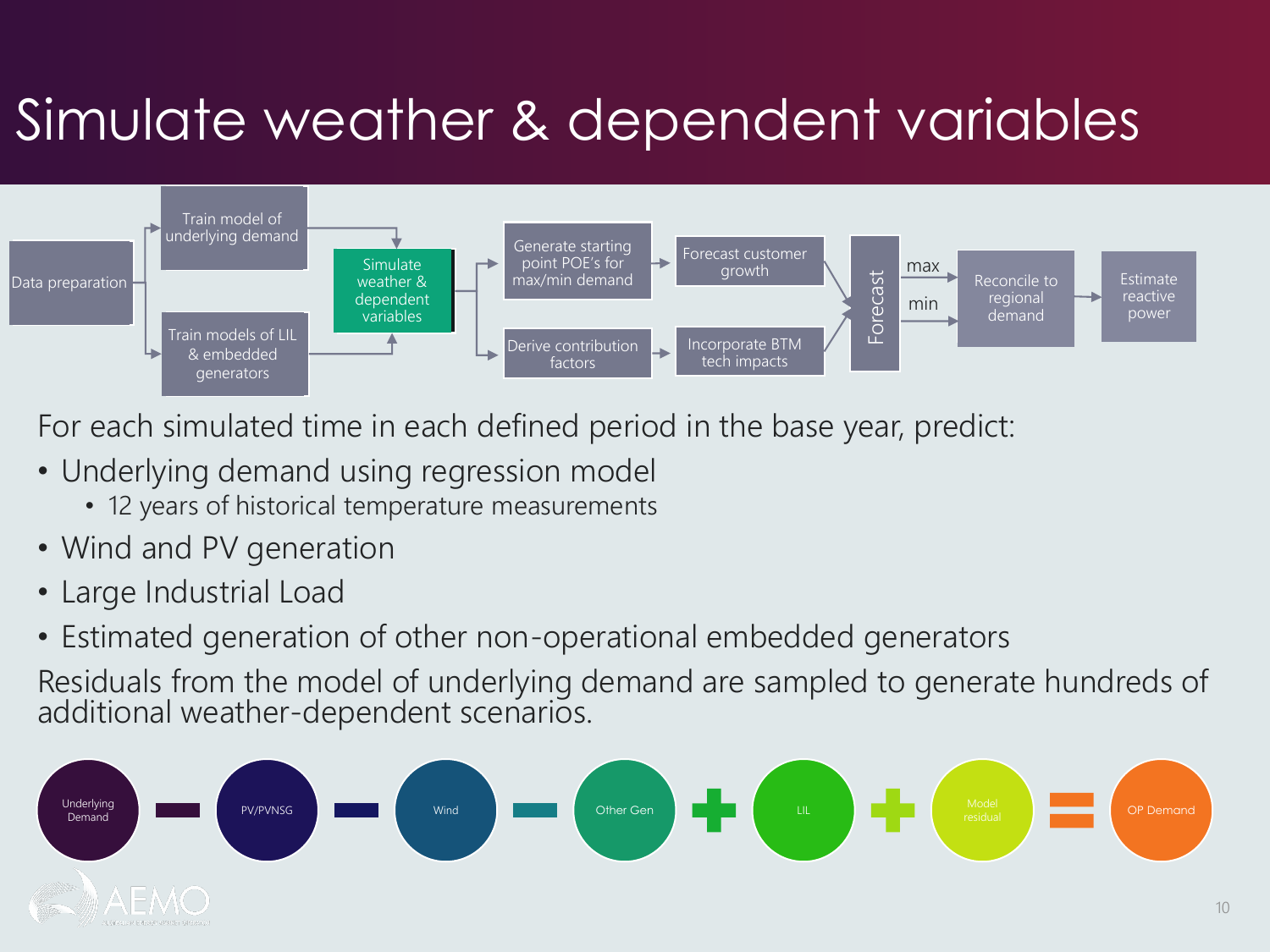# Simulate weather & dependent variables

Data preparation → Train model of underlying demand / Train models of LIL & embedded generators → Simulate weather & dependent variables → Generate starting point POE's for max/min demand / Derive contribution factors → Forecast customer growth / Incorporate BTM tech impacts → Forecast (max, min) → Reconcile to regional demand → Estimate reactive power

For each simulated time in each defined period in the base year, predict:

- Underlying demand using regression model
  - 12 years of historical temperature measurements
- Wind and PV generation
- Large Industrial Load
- Estimated generation of other non-operational embedded generators

Residuals from the model of underlying demand are sampled to generate hundreds of additional weather-dependent scenarios.

Underlying Demand − PV/PVNSG − Wind − Other Gen + LIL + Model residual = OP Demand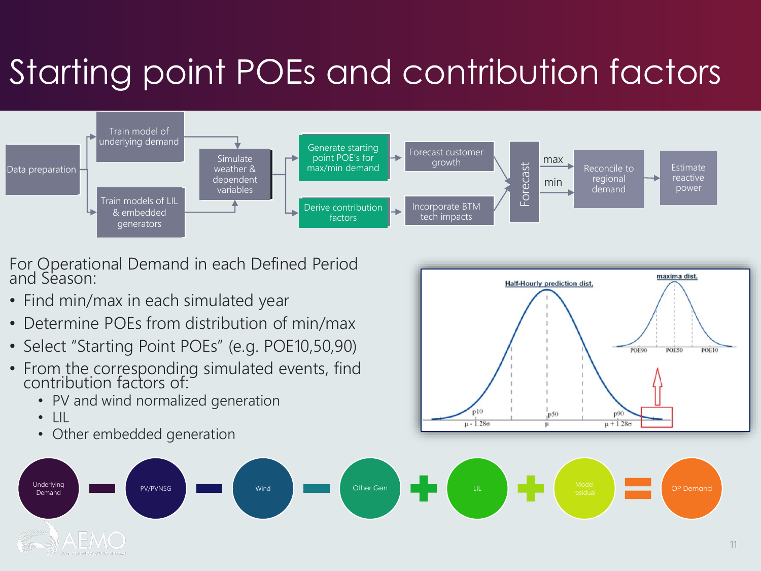# Starting point POEs and contribution factors

Data preparation → Train model of underlying demand / Train models of LIL & embedded generators → Simulate weather & dependent variables → Generate starting point POE's for max/min demand / Derive contribution factors → Forecast customer growth / Incorporate BTM tech impacts → Forecast → max / min → Reconcile to regional demand → Estimate reactive power

For Operational Demand in each Defined Period and Season:

- Find min/max in each simulated year
- Determine POEs from distribution of min/max
- Select "Starting Point POEs" (e.g. POE10,50,90)
- From the corresponding simulated events, find contribution factors of:
  - PV and wind normalized generation
  - LIL
  - Other embedded generation

Half-Hourly prediction dist. — p10 ($\mu - 1.28\sigma$), p50 ($\mu$), p90 ($\mu + 1.28\sigma$)

maxima dist. — POE90, POE50, POE10

Underlying Demand − PV/PVNSG − Wind − Other Gen + LIL + Model residual = OP Demand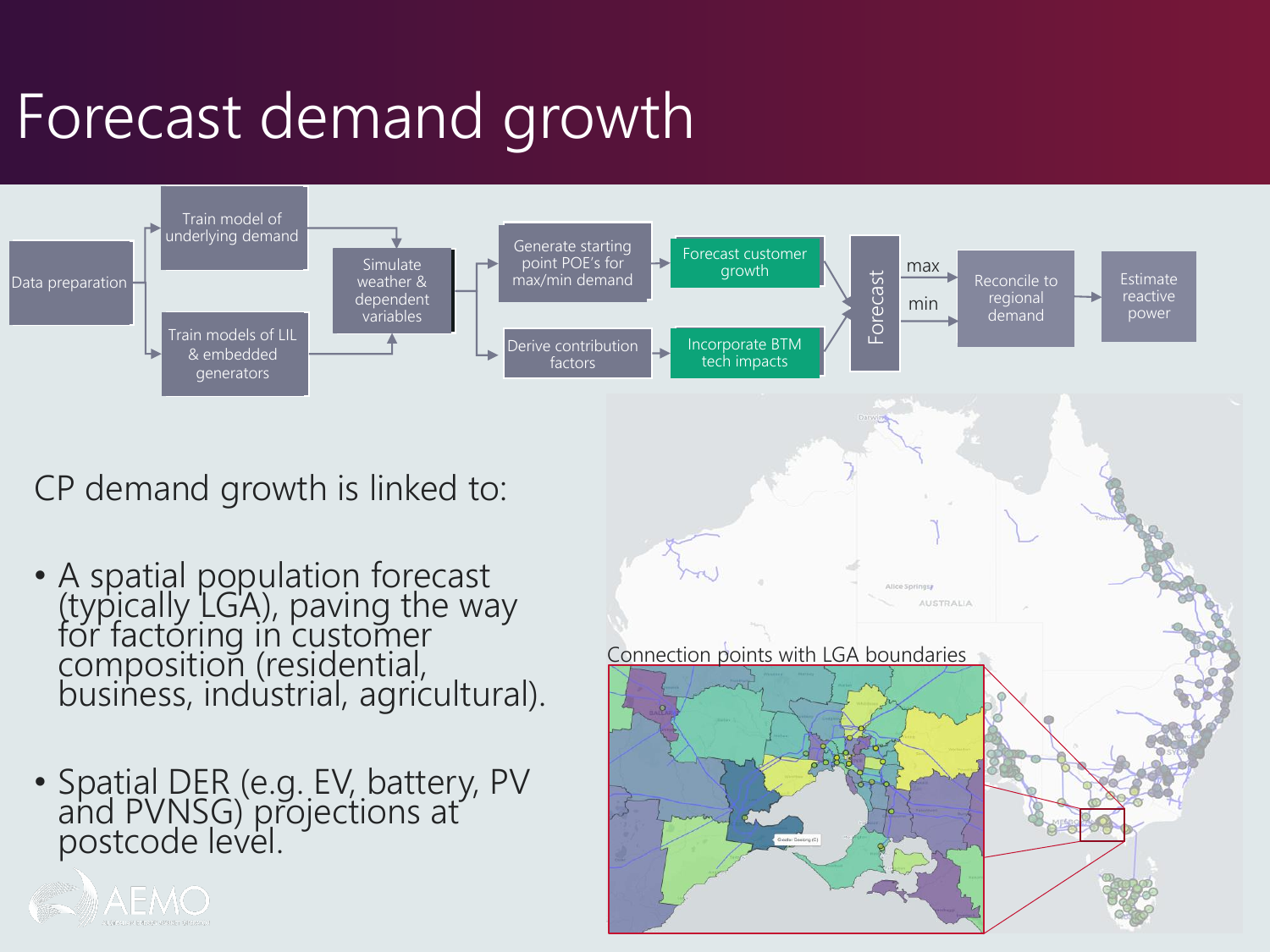# Forecast demand growth

Data preparation → Train model of underlying demand / Train models of LIL & embedded generators → Simulate weather & dependent variables → Generate starting point POE's for max/min demand / Derive contribution factors → Forecast customer growth / Incorporate BTM tech impacts → Forecast (max / min) → Reconcile to regional demand → Estimate reactive power

CP demand growth is linked to:

- A spatial population forecast (typically LGA), paving the way for factoring in customer composition (residential, business, industrial, agricultural).
- Spatial DER (e.g. EV, battery, PV and PVNSG) projections at postcode level.

Connection points with LGA boundaries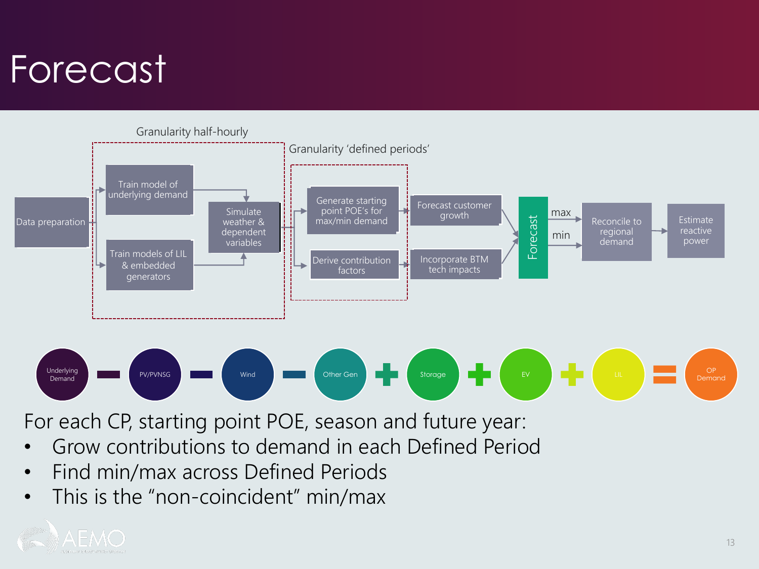# Forecast

Granularity half-hourly

Granularity 'defined periods'

Data preparation → Train model of underlying demand / Train models of LIL & embedded generators → Simulate weather & dependent variables → Generate starting point POE's for max/min demand / Derive contribution factors → Forecast customer growth / Incorporate BTM tech impacts → Forecast → max / min → Reconcile to regional demand → Estimate reactive power

Underlying Demand − PV/PVNSG − Wind − Other Gen + Storage + EV + LIL = OP Demand

For each CP, starting point POE, season and future year:

- Grow contributions to demand in each Defined Period
- Find min/max across Defined Periods
- This is the "non-coincident" min/max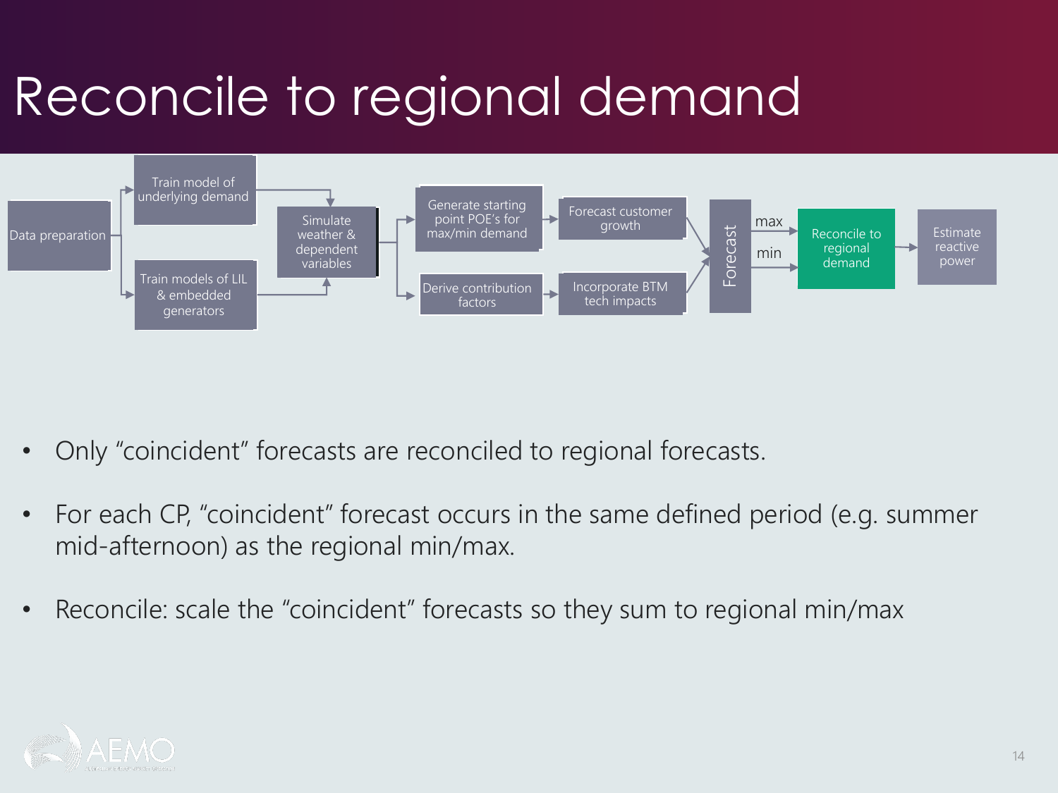# Reconcile to regional demand

Data preparation → Train model of underlying demand / Train models of LIL & embedded generators → Simulate weather & dependent variables → Generate starting point POE's for max/min demand → Forecast customer growth; Derive contribution factors → Incorporate BTM tech impacts → Forecast → max / min → Reconcile to regional demand → Estimate reactive power

- Only "coincident" forecasts are reconciled to regional forecasts.
- For each CP, "coincident" forecast occurs in the same defined period (e.g. summer mid-afternoon) as the regional min/max.
- Reconcile: scale the "coincident" forecasts so they sum to regional min/max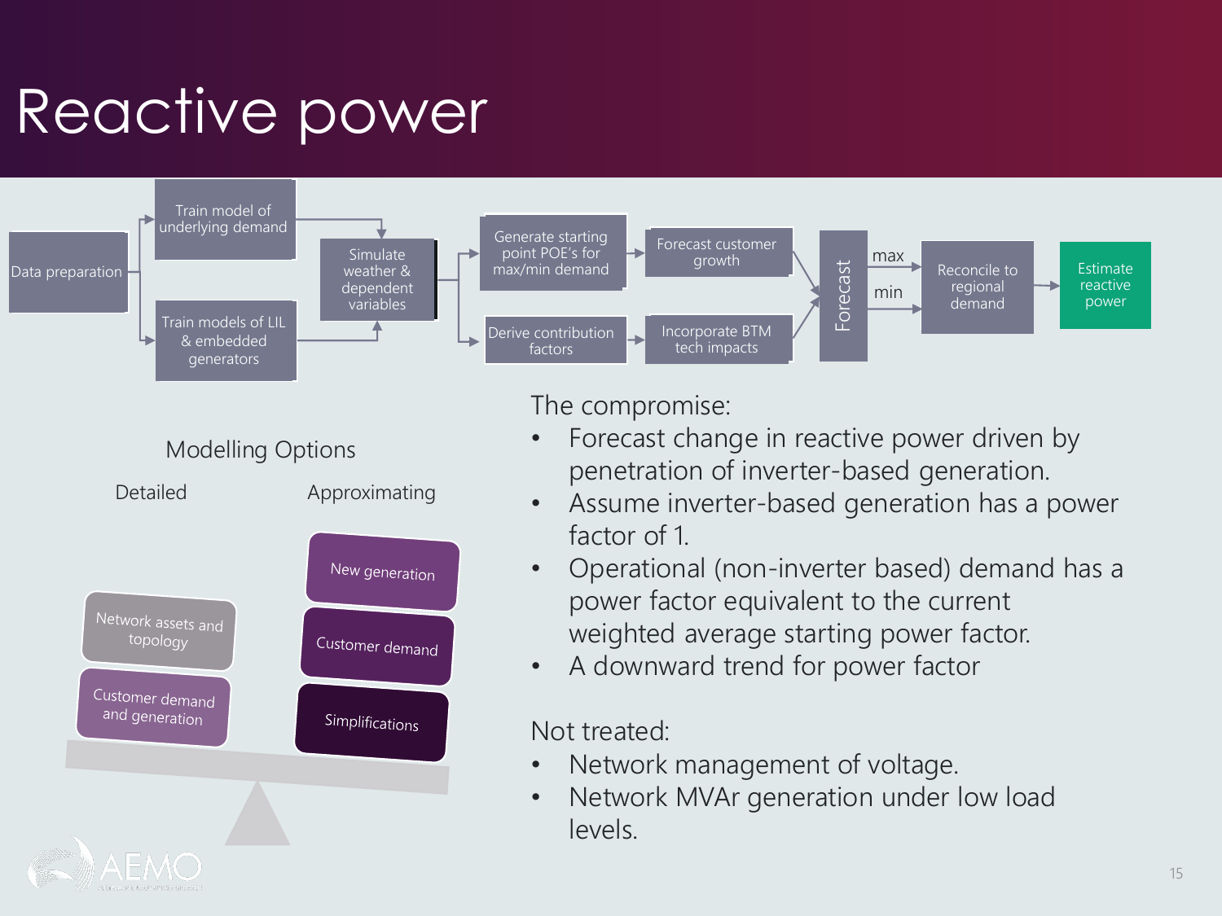# Reactive power

Data preparation → Train model of underlying demand / Train models of LIL & embedded generators → Simulate weather & dependent variables → Generate starting point POE's for max/min demand → Forecast customer growth; Derive contribution factors → Incorporate BTM tech impacts → Forecast (max, min) → Reconcile to regional demand → Estimate reactive power

Modelling Options

Detailed: Network assets and topology; Customer demand and generation

Approximating: New generation; Customer demand; Simplifications

The compromise:

- Forecast change in reactive power driven by penetration of inverter-based generation.
- Assume inverter-based generation has a power factor of 1.
- Operational (non-inverter based) demand has a power factor equivalent to the current weighted average starting power factor.
- A downward trend for power factor

Not treated:

- Network management of voltage.
- Network MVAr generation under low load levels.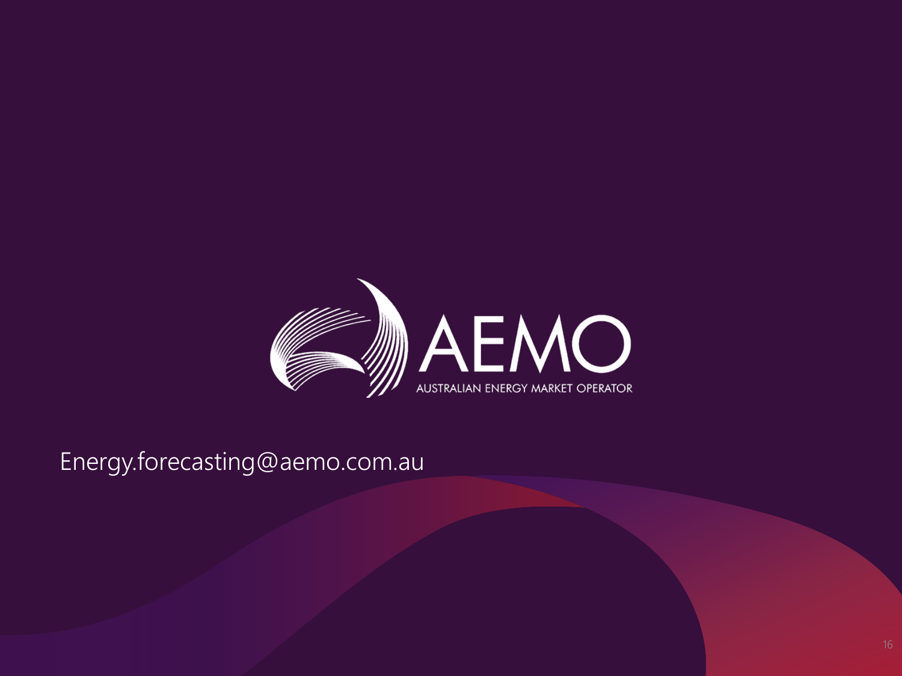AEMO

AUSTRALIAN ENERGY MARKET OPERATOR

Energy.forecasting@aemo.com.au